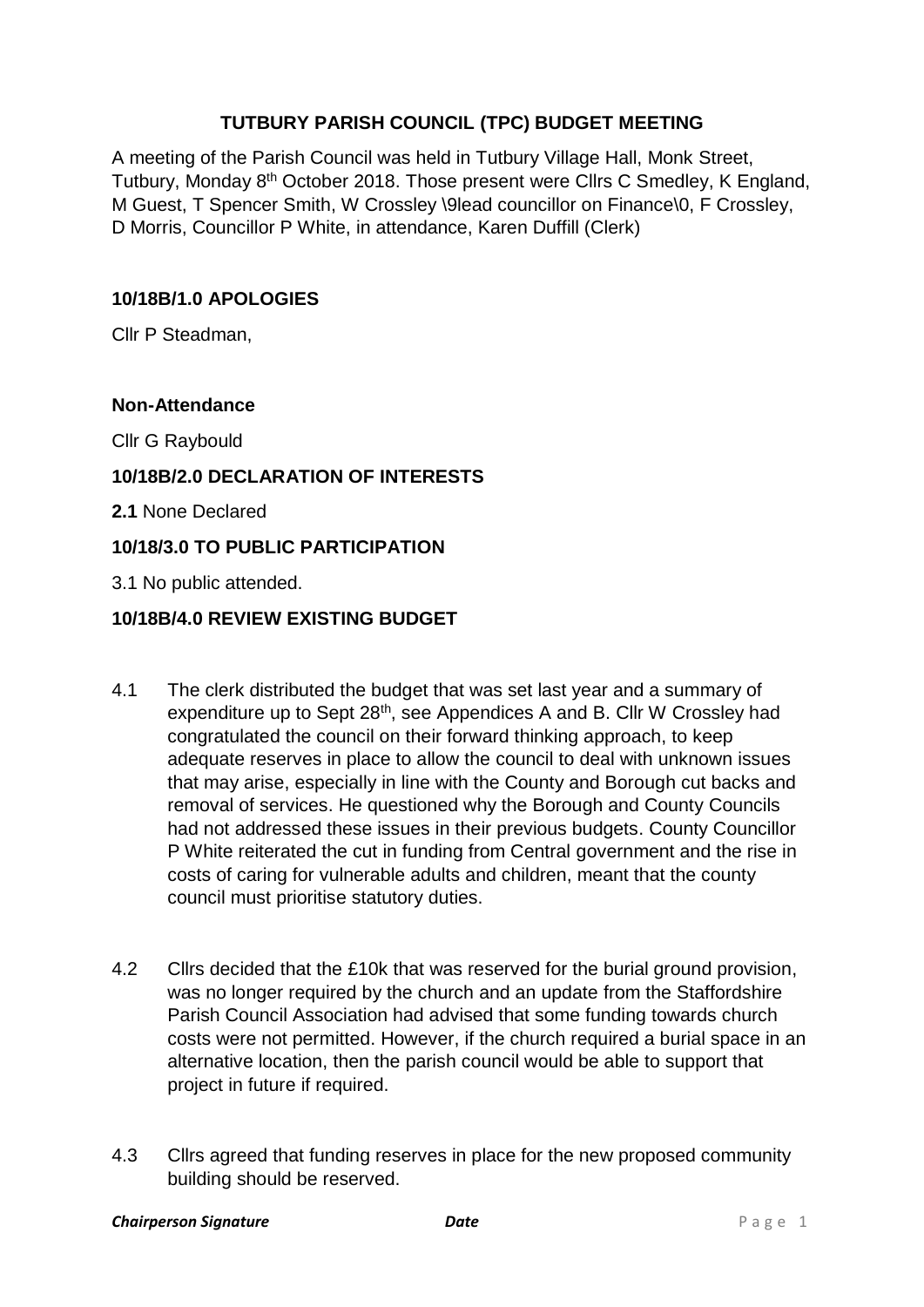# TUTBURY PARISH COUNCIL (TPC) BUDGET MEETING

A meeting of the Parish Council was held in Tutbury Village Hall, Monk Street, Tutbury, Monday 8th October 2018. Those present were Cllrs C Smedley, K England, M Guest, T Spencer Smith, W Crossley \9lead councillor on Finance\0, F Crossley, D Morris, Councillor P White, in attendance, Karen Duffill (Clerk)

## 10/18B/1.0 APOLOGIES

Cllr P Steadman,

## Non-Attendance

Cllr G Raybould

## 10/18B/2.0 DECLARATION OF INTERESTS

**2.1** None Declared

## 10/18/3.0 TO PUBLIC PARTICIPATION

3.1 No public attended.

## 10/18B/4.0 REVIEW EXISTING BUDGET

4.1 The clerk distributed the budget that was set last year and a summary of expenditure up to Sept 28th, see Appendices A and B. Cllr W Crossley had congratulated the council on their forward thinking approach, to keep adequate reserves in place to allow the council to deal with unknown issues that may arise, especially in line with the County and Borough cut backs and removal of services. He questioned why the Borough and County Councils had not addressed these issues in their previous budgets. County Councillor P White reiterated the cut in funding from Central government and the rise in costs of caring for vulnerable adults and children, meant that the county council must prioritise statutory duties.

4.2 Cllrs decided that the £10k that was reserved for the burial ground provision, was no longer required by the church and an update from the Staffordshire Parish Council Association had advised that some funding towards church costs were not permitted. However, if the church required a burial space in an alternative location, then the parish council would be able to support that project in future if required.

4.3 Cllrs agreed that funding reserves in place for the new proposed community building should be reserved.

*Chairperson Signature* *Date*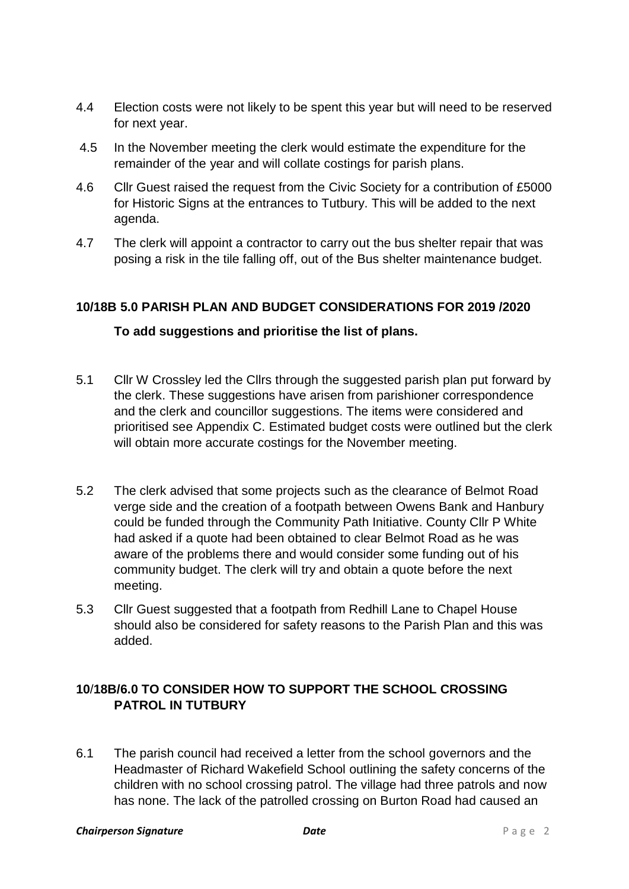4.4 Election costs were not likely to be spent this year but will need to be reserved for next year.

4.5 In the November meeting the clerk would estimate the expenditure for the remainder of the year and will collate costings for parish plans.

4.6 Cllr Guest raised the request from the Civic Society for a contribution of £5000 for Historic Signs at the entrances to Tutbury. This will be added to the next agenda.

4.7 The clerk will appoint a contractor to carry out the bus shelter repair that was posing a risk in the tile falling off, out of the Bus shelter maintenance budget.

**10/18B 5.0 PARISH PLAN AND BUDGET CONSIDERATIONS FOR 2019 /2020**

**To add suggestions and prioritise the list of plans.**

5.1 Cllr W Crossley led the Cllrs through the suggested parish plan put forward by the clerk. These suggestions have arisen from parishioner correspondence and the clerk and councillor suggestions. The items were considered and prioritised see Appendix C. Estimated budget costs were outlined but the clerk will obtain more accurate costings for the November meeting.

5.2 The clerk advised that some projects such as the clearance of Belmot Road verge side and the creation of a footpath between Owens Bank and Hanbury could be funded through the Community Path Initiative. County Cllr P White had asked if a quote had been obtained to clear Belmot Road as he was aware of the problems there and would consider some funding out of his community budget. The clerk will try and obtain a quote before the next meeting.

5.3 Cllr Guest suggested that a footpath from Redhill Lane to Chapel House should also be considered for safety reasons to the Parish Plan and this was added.

**10/18B/6.0 TO CONSIDER HOW TO SUPPORT THE SCHOOL CROSSING PATROL IN TUTBURY**

6.1 The parish council had received a letter from the school governors and the Headmaster of Richard Wakefield School outlining the safety concerns of the children with no school crossing patrol. The village had three patrols and now has none. The lack of the patrolled crossing on Burton Road had caused an

*Chairperson Signature* *Date*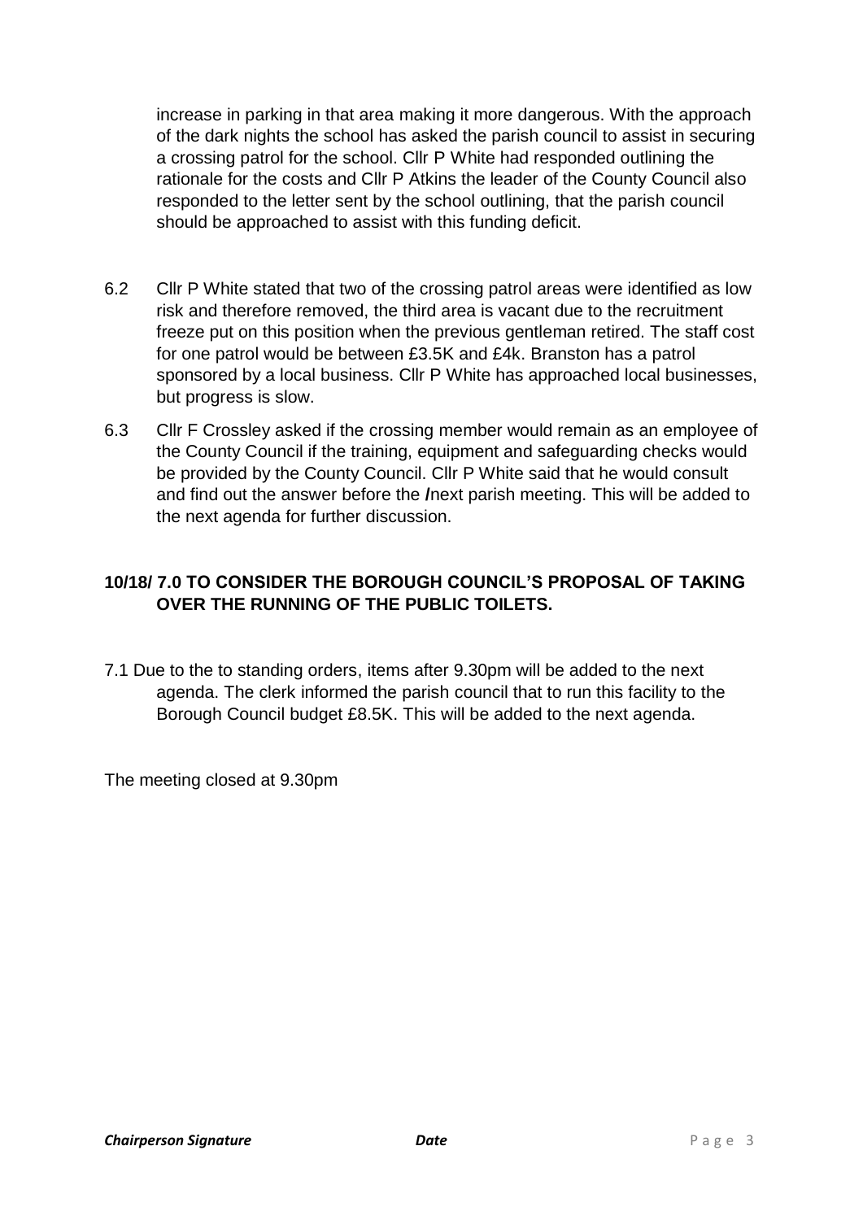increase in parking in that area making it more dangerous. With the approach of the dark nights the school has asked the parish council to assist in securing a crossing patrol for the school. Cllr P White had responded outlining the rationale for the costs and Cllr P Atkins the leader of the County Council also responded to the letter sent by the school outlining, that the parish council should be approached to assist with this funding deficit.

6.2 Cllr P White stated that two of the crossing patrol areas were identified as low risk and therefore removed, the third area is vacant due to the recruitment freeze put on this position when the previous gentleman retired. The staff cost for one patrol would be between £3.5K and £4k. Branston has a patrol sponsored by a local business. Cllr P White has approached local businesses, but progress is slow.

6.3 Cllr F Crossley asked if the crossing member would remain as an employee of the County Council if the training, equipment and safeguarding checks would be provided by the County Council. Cllr P White said that he would consult and find out the answer before the ***/***next parish meeting. This will be added to the next agenda for further discussion.

### 10/18/ 7.0 TO CONSIDER THE BOROUGH COUNCIL'S PROPOSAL OF TAKING OVER THE RUNNING OF THE PUBLIC TOILETS.

7.1 Due to the to standing orders, items after 9.30pm will be added to the next agenda. The clerk informed the parish council that to run this facility to the Borough Council budget £8.5K. This will be added to the next agenda.

The meeting closed at 9.30pm

***Chairperson Signature*** ***Date***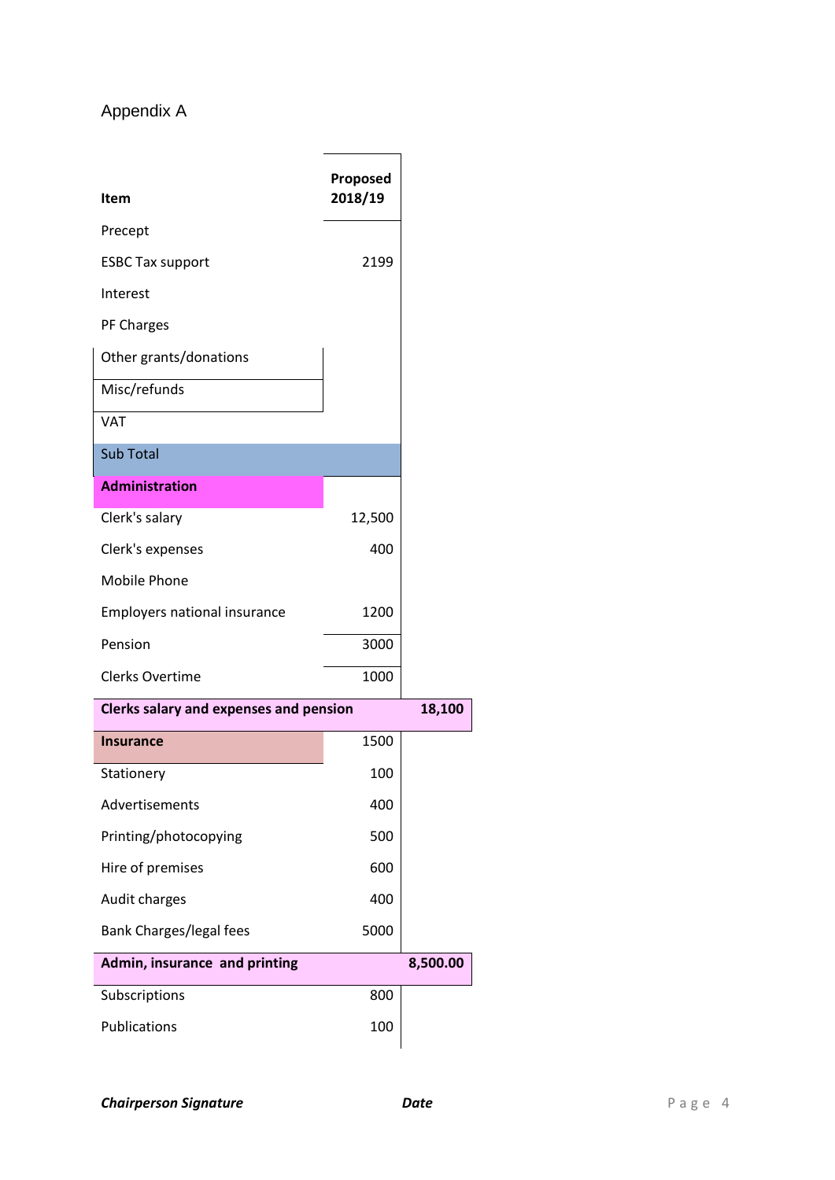Appendix A

| Item | Proposed 2018/19 | |
|---|---|---|
| Precept | | |
| ESBC Tax support | 2199 | |
| Interest | | |
| PF Charges | | |
| Other grants/donations | | |
| Misc/refunds | | |
| VAT | | |
| Sub Total | | |
| **Administration** | | |
| Clerk's salary | 12,500 | |
| Clerk's expenses | 400 | |
| Mobile Phone | | |
| Employers national insurance | 1200 | |
| Pension | 3000 | |
| Clerks Overtime | 1000 | |
| **Clerks salary and expenses and pension** | | **18,100** |
| **Insurance** | 1500 | |
| Stationery | 100 | |
| Advertisements | 400 | |
| Printing/photocopying | 500 | |
| Hire of premises | 600 | |
| Audit charges | 400 | |
| Bank Charges/legal fees | 5000 | |
| **Admin, insurance and printing** | | **8,500.00** |
| Subscriptions | 800 | |
| Publications | 100 | |

***Chairperson Signature*** ***Date***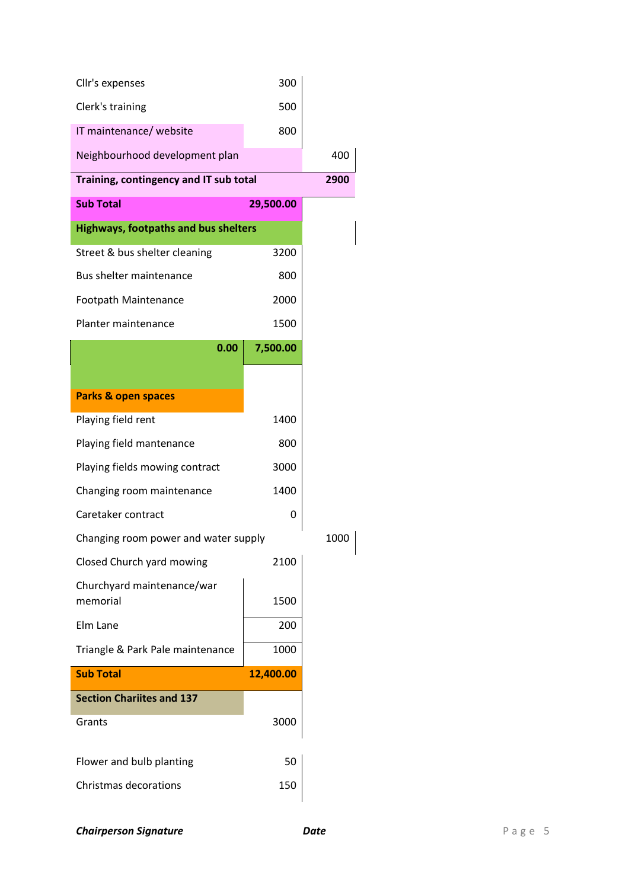| | | |
|---|---|---|
| Cllr's expenses | 300 | |
| Clerk's training | 500 | |
| IT maintenance/ website | 800 | |
| Neighbourhood development plan | | 400 |
| **Training, contingency and IT sub total** | | **2900** |
| **Sub Total** | **29,500.00** | |
| **Highways, footpaths and bus shelters** | | |
| Street & bus shelter cleaning | 3200 | |
| Bus shelter maintenance | 800 | |
| Footpath Maintenance | 2000 | |
| Planter maintenance | 1500 | |
| **0.00** | **7,500.00** | |
| | | |
| **Parks & open spaces** | | |
| Playing field rent | 1400 | |
| Playing field mantenance | 800 | |
| Playing fields mowing contract | 3000 | |
| Changing room maintenance | 1400 | |
| Caretaker contract | 0 | |
| Changing room power and water supply | | 1000 |
| Closed Church yard mowing | 2100 | |
| Churchyard maintenance/war memorial | 1500 | |
| Elm Lane | 200 | |
| Triangle & Park Pale maintenance | 1000 | |
| **Sub Total** | **12,400.00** | |
| **Section Chariites and 137** | | |
| Grants | 3000 | |
| | | |
| Flower and bulb planting | 50 | |
| Christmas decorations | 150 | |

***Chairperson Signature*** ***Date***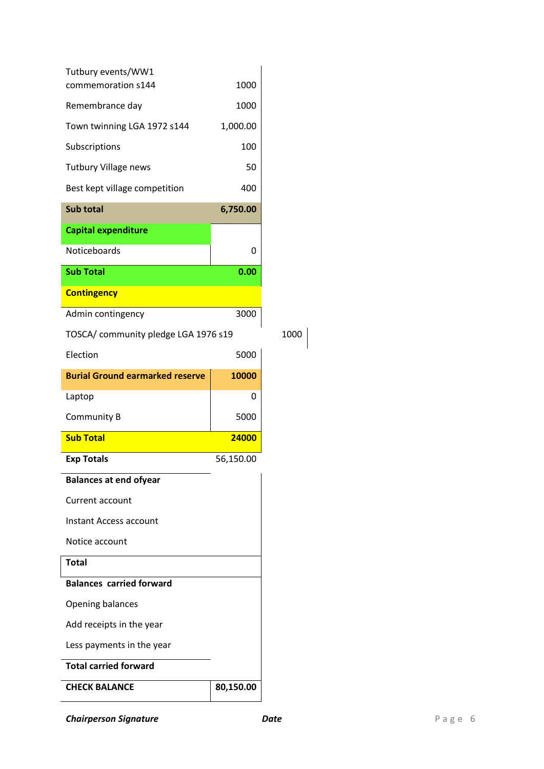| | | |
|---|---|---|
| Tutbury events/WW1 commemoration s144 | 1000 | |
| Remembrance day | 1000 | |
| Town twinning LGA 1972 s144 | 1,000.00 | |
| Subscriptions | 100 | |
| Tutbury Village news | 50 | |
| Best kept village competition | 400 | |
| **Sub total** | **6,750.00** | |
| **Capital expenditure** | | |
| Noticeboards | 0 | |
| **Sub Total** | **0.00** | |
| **Contingency** | | |
| Admin contingency | 3000 | |
| TOSCA/ community pledge LGA 1976 s19 | | 1000 |
| Election | 5000 | |
| **Burial Ground earmarked reserve** | **10000** | |
| Laptop | 0 | |
| Community B | 5000 | |
| **Sub Total** | **24000** | |
| **Exp Totals** | 56,150.00 | |
| **Balances at end ofyear** | | |
| Current account | | |
| Instant Access account | | |
| Notice account | | |
| **Total** | | |
| **Balances carried forward** | | |
| Opening balances | | |
| Add receipts in the year | | |
| Less payments in the year | | |
| **Total carried forward** | | |
| **CHECK BALANCE** | **80,150.00** | |

***Chairperson Signature*** ***Date***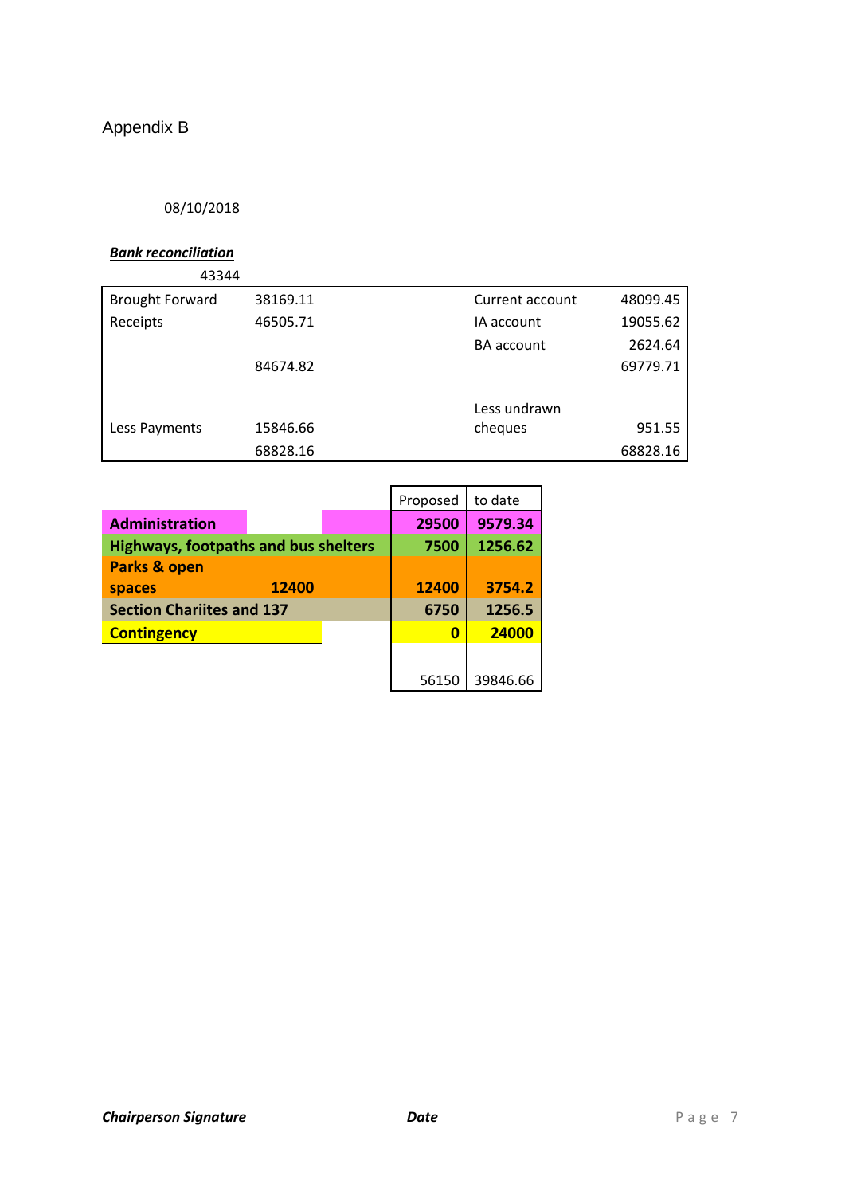Appendix B

08/10/2018

***Bank reconciliation***

43344

| | | | |
|---|---|---|---|
| Brought Forward | 38169.11 | Current account | 48099.45 |
| Receipts | 46505.71 | IA account | 19055.62 |
| | | BA account | 2624.64 |
| | 84674.82 | | 69779.71 |
| Less Payments | 15846.66 | Less undrawn cheques | 951.55 |
| | 68828.16 | | 68828.16 |

| | | Proposed | to date |
|---|---|---|---|
| **Administration** | | **29500** | **9579.34** |
| **Highways, footpaths and bus shelters** | | **7500** | **1256.62** |
| **Parks & open spaces** | **12400** | **12400** | **3754.2** |
| **Section Chariites and 137** | | **6750** | **1256.5** |
| **Contingency** | | **0** | **24000** |
| | | 56150 | 39846.66 |

***Chairperson Signature*** ***Date***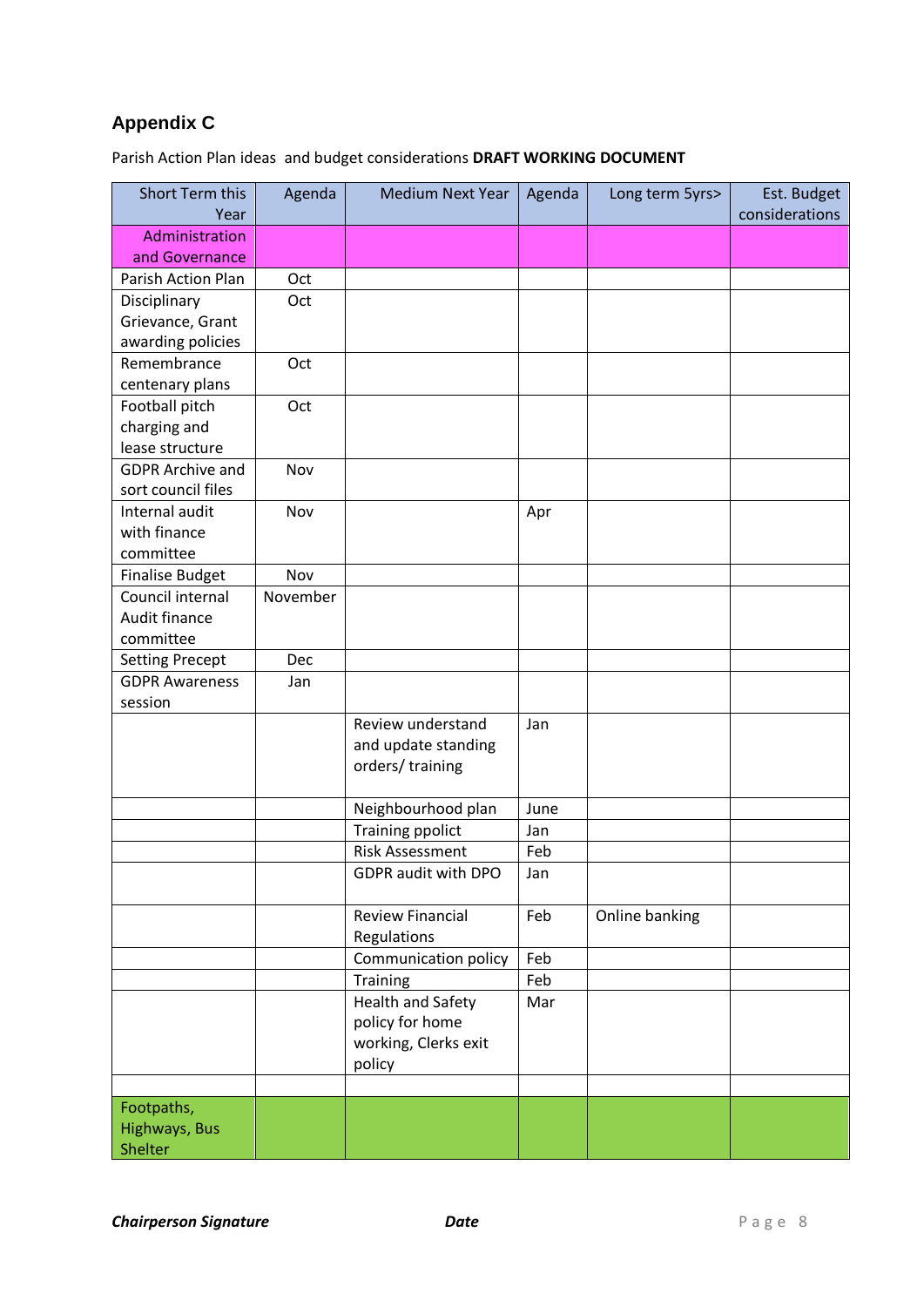## Appendix C

Parish Action Plan ideas and budget considerations **DRAFT WORKING DOCUMENT**

| Short Term this Year | Agenda | Medium Next Year | Agenda | Long term 5yrs> | Est. Budget considerations |
|---|---|---|---|---|---|
| Administration and Governance | | | | | |
| Parish Action Plan | Oct | | | | |
| Disciplinary Grievance, Grant awarding policies | Oct | | | | |
| Remembrance centenary plans | Oct | | | | |
| Football pitch charging and lease structure | Oct | | | | |
| GDPR Archive and sort council files | Nov | | | | |
| Internal audit with finance committee | Nov | | Apr | | |
| Finalise Budget | Nov | | | | |
| Council internal Audit finance committee | November | | | | |
| Setting Precept | Dec | | | | |
| GDPR Awareness session | Jan | | | | |
| | | Review understand and update standing orders/ training | Jan | | |
| | | Neighbourhood plan | June | | |
| | | Training ppolict | Jan | | |
| | | Risk Assessment | Feb | | |
| | | GDPR audit with DPO | Jan | | |
| | | Review Financial Regulations | Feb | Online banking | |
| | | Communication policy | Feb | | |
| | | Training | Feb | | |
| | | Health and Safety policy for home working, Clerks exit policy | Mar | | |
| | | | | | |
| Footpaths, Highways, Bus Shelter | | | | | |

***Chairperson Signature*** ***Date***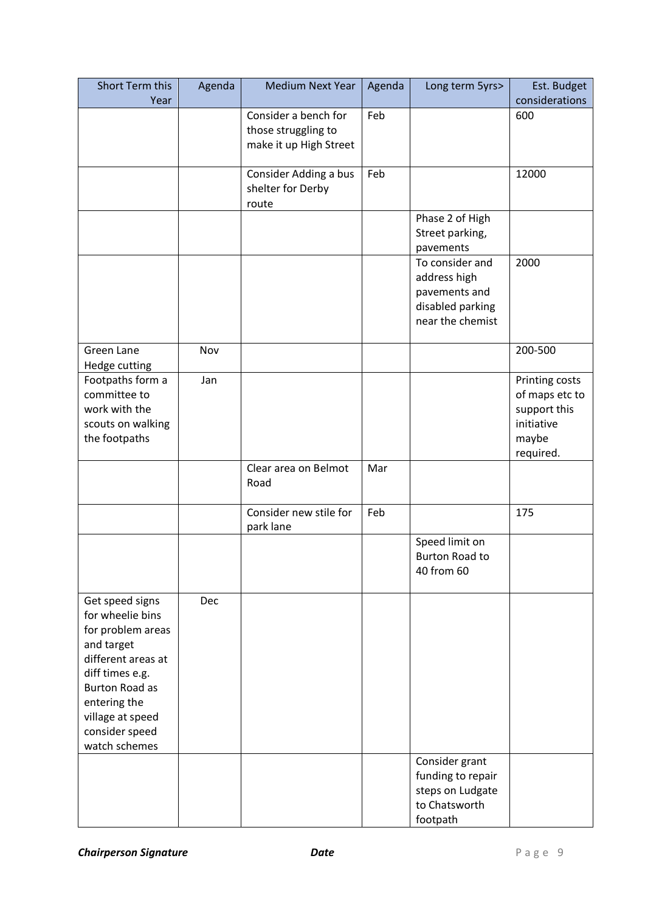| Short Term this Year | Agenda | Medium Next Year | Agenda | Long term 5yrs> | Est. Budget considerations |
|---|---|---|---|---|---|
| | | Consider a bench for those struggling to make it up High Street | Feb | | 600 |
| | | Consider Adding a bus shelter for Derby route | Feb | | 12000 |
| | | | | Phase 2 of High Street parking, pavements | |
| | | | | To consider and address high pavements and disabled parking near the chemist | 2000 |
| Green Lane Hedge cutting | Nov | | | | 200-500 |
| Footpaths form a committee to work with the scouts on walking the footpaths | Jan | | | | Printing costs of maps etc to support this initiative maybe required. |
| | | Clear area on Belmot Road | Mar | | |
| | | Consider new stile for park lane | Feb | | 175 |
| | | | | Speed limit on Burton Road to 40 from 60 | |
| Get speed signs for wheelie bins for problem areas and target different areas at diff times e.g. Burton Road as entering the village at speed consider speed watch schemes | Dec | | | | |
| | | | | Consider grant funding to repair steps on Ludgate to Chatsworth footpath | |

***Chairperson Signature*** ***Date***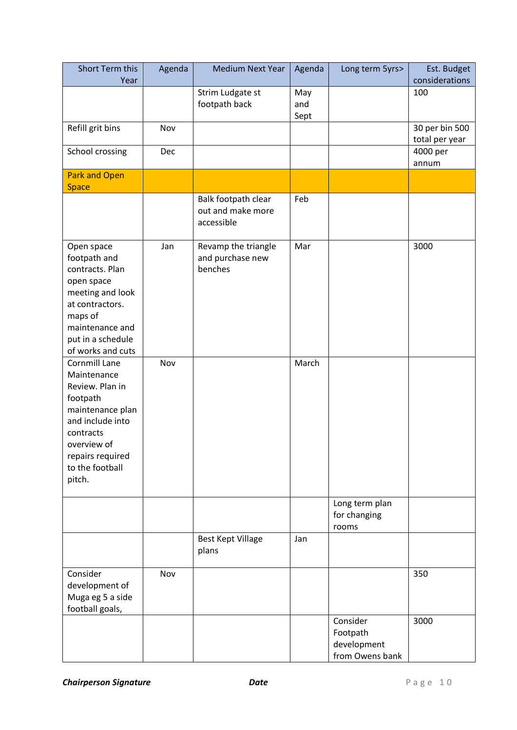| Short Term this Year | Agenda | Medium Next Year | Agenda | Long term 5yrs> | Est. Budget considerations |
|---|---|---|---|---|---|
| | | Strim Ludgate st footpath back | May and Sept | | 100 |
| Refill grit bins | Nov | | | | 30 per bin 500 total per year |
| School crossing | Dec | | | | 4000 per annum |
| Park and Open Space | | | | | |
| | | Balk footpath clear out and make more accessible | Feb | | |
| Open space footpath and contracts. Plan open space meeting and look at contractors. maps of maintenance and put in a schedule of works and cuts | Jan | Revamp the triangle and purchase new benches | Mar | | 3000 |
| Cornmill Lane Maintenance Review. Plan in footpath maintenance plan and include into contracts overview of repairs required to the football pitch. | Nov | | March | | |
| | | | | Long term plan for changing rooms | |
| | | Best Kept Village plans | Jan | | |
| Consider development of Muga eg 5 a side football goals, | Nov | | | | 350 |
| | | | | Consider Footpath development from Owens bank | 3000 |

***Chairperson Signature*** ***Date***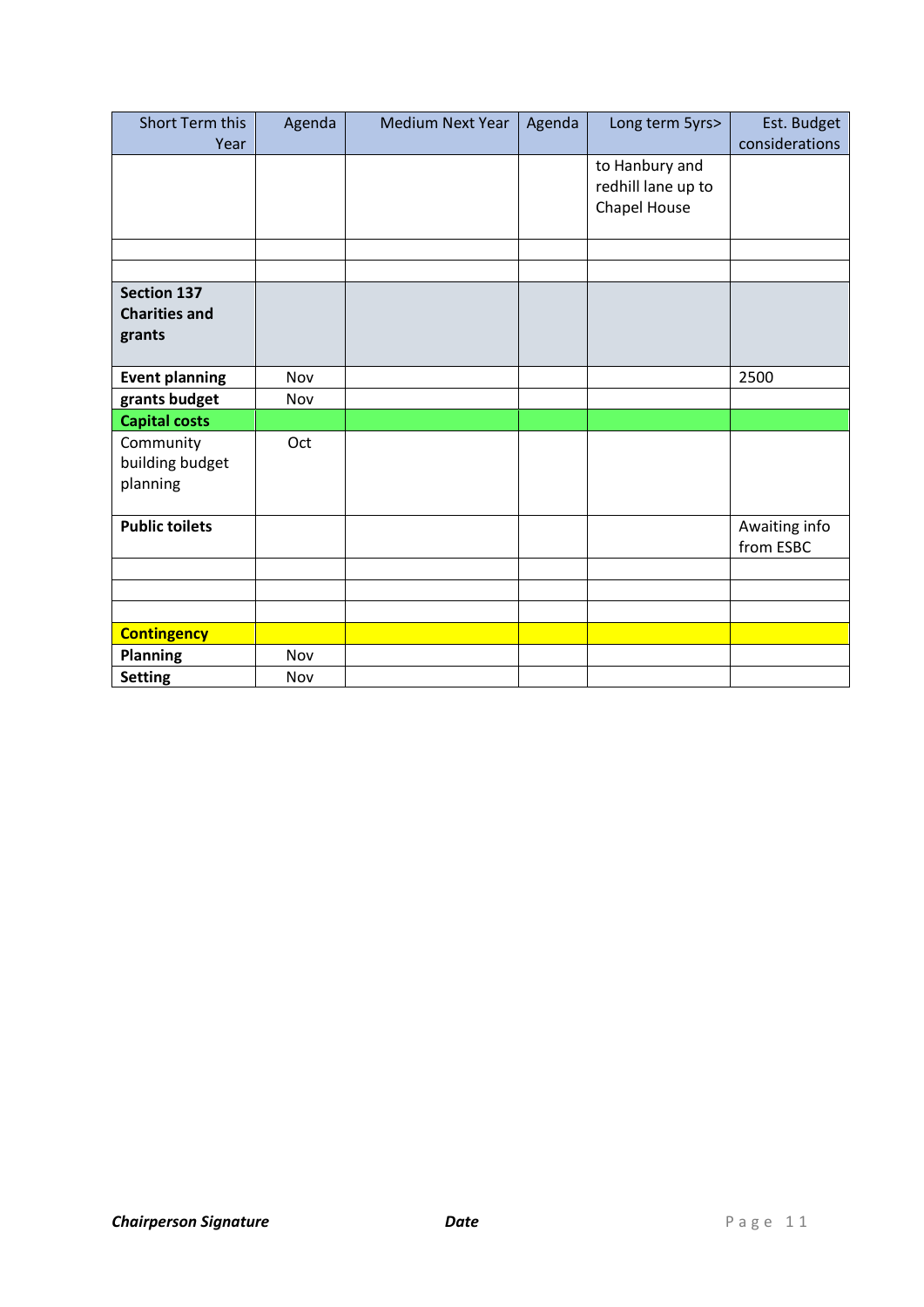| Short Term this Year | Agenda | Medium Next Year | Agenda | Long term 5yrs> | Est. Budget considerations |
|---|---|---|---|---|---|
| | | | | to Hanbury and redhill lane up to Chapel House | |
| | | | | | |
| | | | | | |
| **Section 137 Charities and grants** | | | | | |
| **Event planning** | Nov | | | | 2500 |
| **grants budget** | Nov | | | | |
| **Capital costs** | | | | | |
| Community building budget planning | Oct | | | | |
| **Public toilets** | | | | | Awaiting info from ESBC |
| | | | | | |
| | | | | | |
| | | | | | |
| **Contingency** | | | | | |
| **Planning** | Nov | | | | |
| **Setting** | Nov | | | | |

***Chairperson Signature*** ***Date***